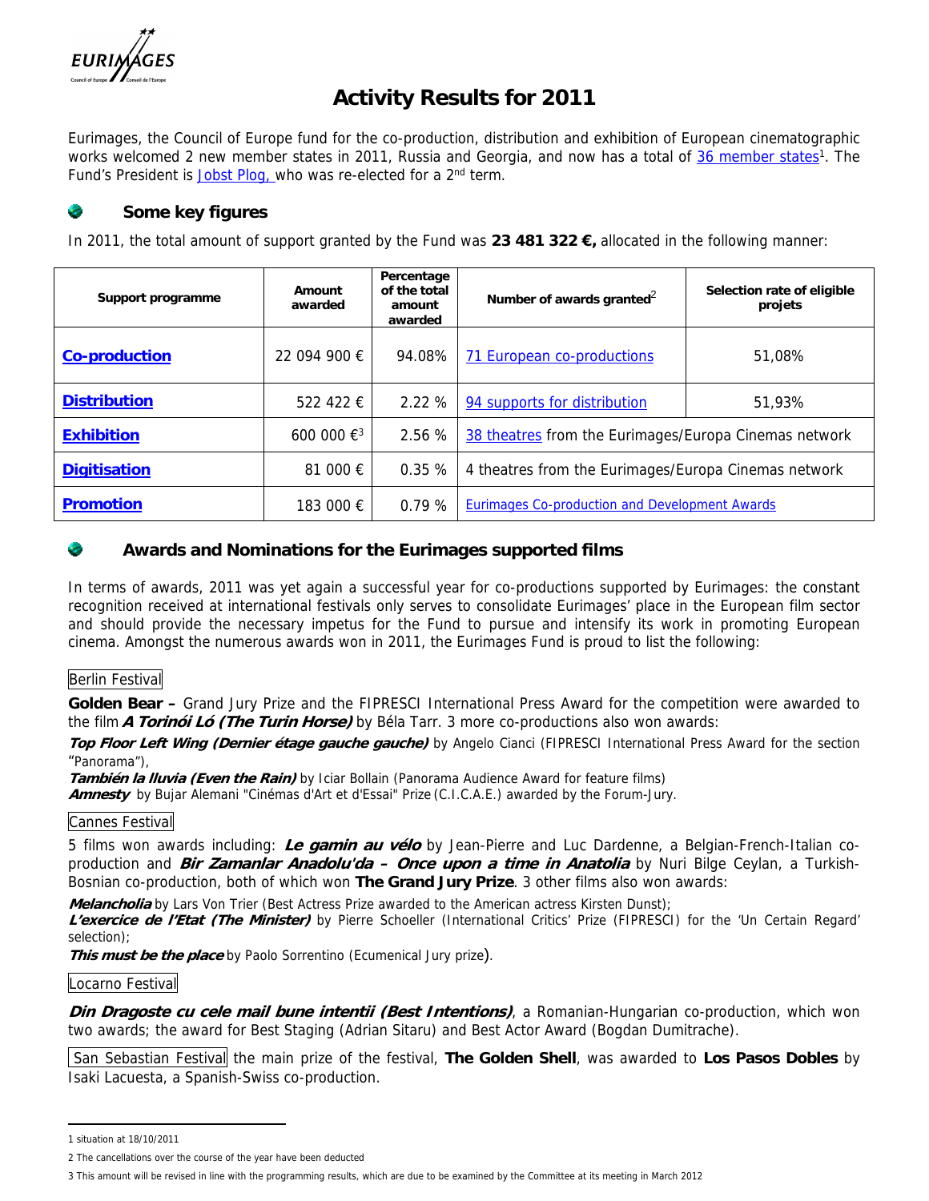# Activity Results for 2011

Eurimages, the Council of Europe fund for the co-production, distribution and exhibition of European cinematographic works welcomed 2 new member states in 2011, Russia and Georgia, and now has a total of 36 member states[1]. The Fund's President is Jobst Plog, who was re-elected for a 2nd term.

## Some key figures

In 2011, the total amount of support granted by the Fund was **23 481 322 €,** allocated in the following manner:

| Support programme | Amount awarded | Percentage of the total amount awarded | Number of awards granted[2] | Selection rate of eligible projets |
|---|---|---|---|---|
| **Co-production** | 22 094 900 € | 94.08% | 71 European co-productions | 51,08% |
| **Distribution** | 522 422 € | 2.22 % | 94 supports for distribution | 51,93% |
| **Exhibition** | 600 000 €[3] | 2.56 % | 38 theatres from the Eurimages/Europa Cinemas network | |
| **Digitisation** | 81 000 € | 0.35 % | 4 theatres from the Eurimages/Europa Cinemas network | |
| **Promotion** | 183 000 € | 0.79 % | Eurimages Co-production and Development Awards | |

## Awards and Nominations for the Eurimages supported films

In terms of awards, 2011 was yet again a successful year for co-productions supported by Eurimages: the constant recognition received at international festivals only serves to consolidate Eurimages' place in the European film sector and should provide the necessary impetus for the Fund to pursue and intensify its work in promoting European cinema. Amongst the numerous awards won in 2011, the Eurimages Fund is proud to list the following:

Berlin Festival

**Golden Bear –** Grand Jury Prize and the FIPRESCI International Press Award for the competition were awarded to the film ***A Torinói Ló (The Turin Horse)*** by Béla Tarr. 3 more co-productions also won awards:

***Top Floor Left Wing (Dernier étage gauche gauche)*** by Angelo Cianci (FIPRESCI International Press Award for the section "Panorama"),
***También la lluvia (Even the Rain)*** by Iciar Bollain (Panorama Audience Award for feature films)
***Amnesty*** by Bujar Alemani "Cinémas d'Art et d'Essai" Prize (C.I.C.A.E.) awarded by the Forum-Jury.

Cannes Festival

5 films won awards including: ***Le gamin au vélo*** by Jean-Pierre and Luc Dardenne, a Belgian-French-Italian co-production and ***Bir Zamanlar Anadolu'da – Once upon a time in Anatolia*** by Nuri Bilge Ceylan, a Turkish-Bosnian co-production, both of which won **The Grand Jury Prize**. 3 other films also won awards:

***Melancholia*** by Lars Von Trier (Best Actress Prize awarded to the American actress Kirsten Dunst);
***L'exercice de l'Etat (The Minister)*** by Pierre Schoeller (International Critics' Prize (FIPRESCI) for the 'Un Certain Regard' selection);
***This must be the place*** by Paolo Sorrentino (Ecumenical Jury prize).

Locarno Festival

***Din Dragoste cu cele mail bune intentii (Best Intentions)***, a Romanian-Hungarian co-production, which won two awards; the award for Best Staging (Adrian Sitaru) and Best Actor Award (Bogdan Dumitrache).

San Sebastian Festival the main prize of the festival, **The Golden Shell**, was awarded to **Los Pasos Dobles** by Isaki Lacuesta, a Spanish-Swiss co-production.

---

1 situation at 18/10/2011

2 The cancellations over the course of the year have been deducted

3 This amount will be revised in line with the programming results, which are due to be examined by the Committee at its meeting in March 2012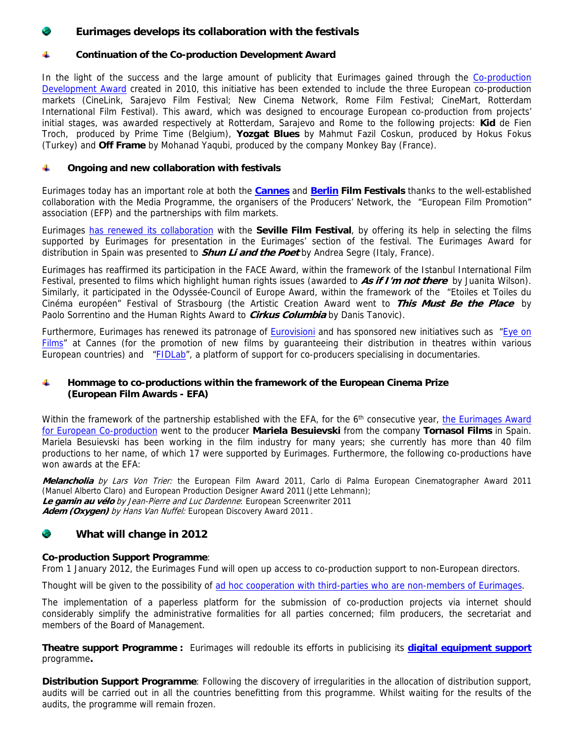## Eurimages develops its collaboration with the festivals

### Continuation of the Co-production Development Award

In the light of the success and the large amount of publicity that Eurimages gained through the Co-production Development Award created in 2010, this initiative has been extended to include the three European co-production markets (CineLink, Sarajevo Film Festival; New Cinema Network, Rome Film Festival; CineMart, Rotterdam International Film Festival). This award, which was designed to encourage European co-production from projects' initial stages, was awarded respectively at Rotterdam, Sarajevo and Rome to the following projects: **Kid** de Fien Troch, produced by Prime Time (Belgium), **Yozgat Blues** by Mahmut Fazil Coskun, produced by Hokus Fokus (Turkey) and **Off Frame** by Mohanad Yaqubi, produced by the company Monkey Bay (France).

### Ongoing and new collaboration with festivals

Eurimages today has an important role at both the **Cannes** and **Berlin** **Film Festivals** thanks to the well-established collaboration with the Media Programme, the organisers of the Producers' Network, the "European Film Promotion" association (EFP) and the partnerships with film markets.

Eurimages has renewed its collaboration with the **Seville Film Festival**, by offering its help in selecting the films supported by Eurimages for presentation in the Eurimages' section of the festival. The Eurimages Award for distribution in Spain was presented to ***Shun Li and the Poet*** by Andrea Segre (Italy, France).

Eurimages has reaffirmed its participation in the FACE Award, within the framework of the Istanbul International Film Festival, presented to films which highlight human rights issues (awarded to ***As if I'm not there*** by Juanita Wilson). Similarly, it participated in the Odyssée-Council of Europe Award, within the framework of the "Etoiles et Toiles du Cinéma européen" Festival of Strasbourg (the Artistic Creation Award went to ***This Must Be the Place*** by Paolo Sorrentino and the Human Rights Award to ***Cirkus Columbia*** by Danis Tanovic).

Furthermore, Eurimages has renewed its patronage of Eurovisioni and has sponsored new initiatives such as "Eye on Films" at Cannes (for the promotion of new films by guaranteeing their distribution in theatres within various European countries) and "FIDLab", a platform of support for co-producers specialising in documentaries.

### Hommage to co-productions within the framework of the European Cinema Prize (European Film Awards - EFA)

Within the framework of the partnership established with the EFA, for the 6th consecutive year, the Eurimages Award for European Co-production went to the producer **Mariela Besuievski** from the company **Tornasol Films** in Spain. Mariela Besuievski has been working in the film industry for many years; she currently has more than 40 film productions to her name, of which 17 were supported by Eurimages. Furthermore, the following co-productions have won awards at the EFA:

***Melancholia*** *by Lars Von Trier:* the European Film Award 2011, Carlo di Palma European Cinematographer Award 2011 (Manuel Alberto Claro) and European Production Designer Award 2011 (Jette Lehmann);
***Le gamin au vélo*** *by Jean-Pierre and Luc Dardenne*: European Screenwriter 2011
***Adem (Oxygen)*** *by Hans Van Nuffel:* European Discovery Award 2011 .

## What will change in 2012

**Co-production Support Programme**:
From 1 January 2012, the Eurimages Fund will open up access to co-production support to non-European directors.

Thought will be given to the possibility of ad hoc cooperation with third-parties who are non-members of Eurimages.

The implementation of a paperless platform for the submission of co-production projects via internet should considerably simplify the administrative formalities for all parties concerned; film producers, the secretariat and members of the Board of Management.

**Theatre support Programme :** Eurimages will redouble its efforts in publicising its **digital equipment support** programme**.**

**Distribution Support Programme**: Following the discovery of irregularities in the allocation of distribution support, audits will be carried out in all the countries benefitting from this programme. Whilst waiting for the results of the audits, the programme will remain frozen.